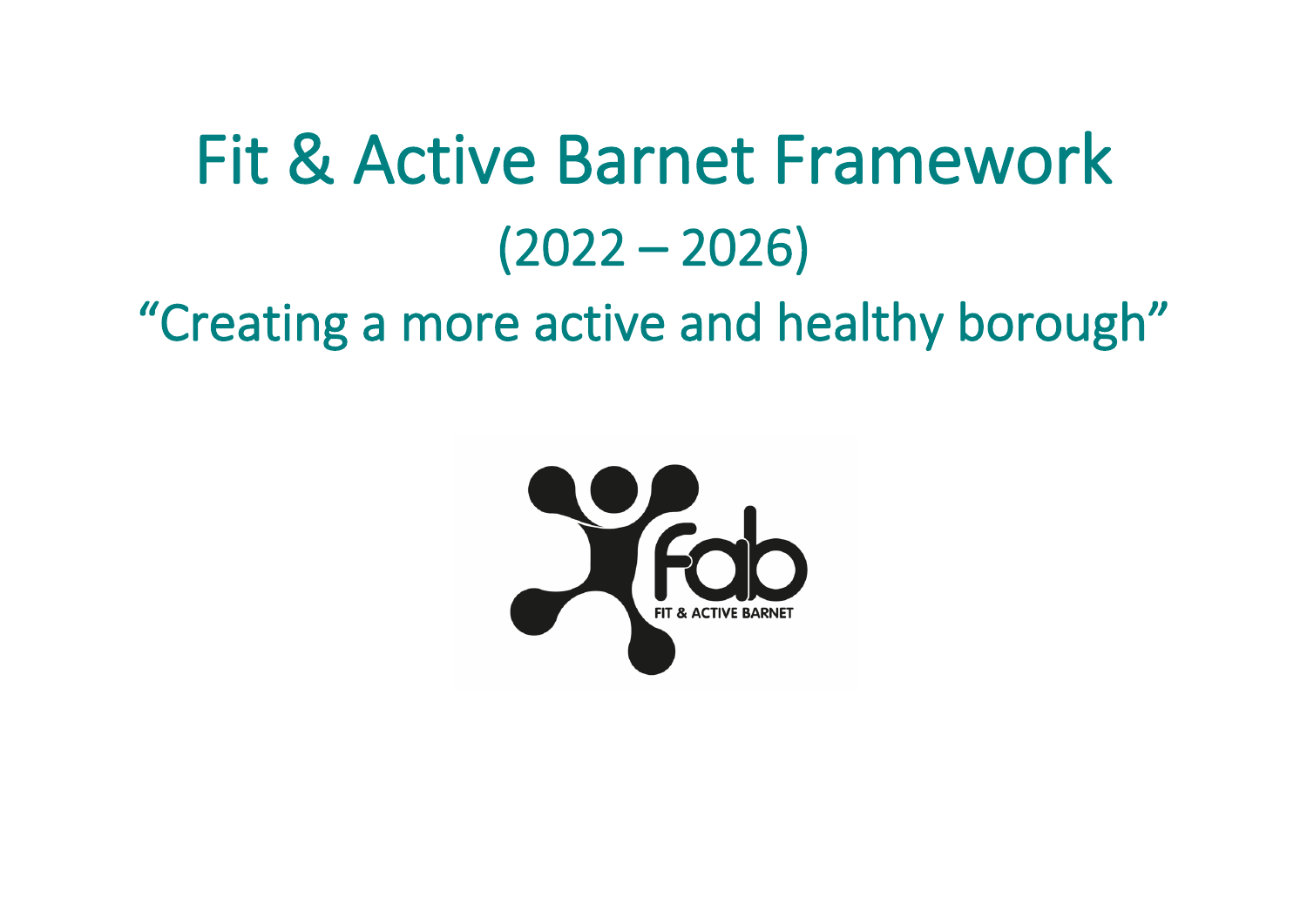# Fit & Active Barnet Framework

## (2022 – 2026)

## "Creating a more active and healthy borough"

FIT & ACTIVE BARNET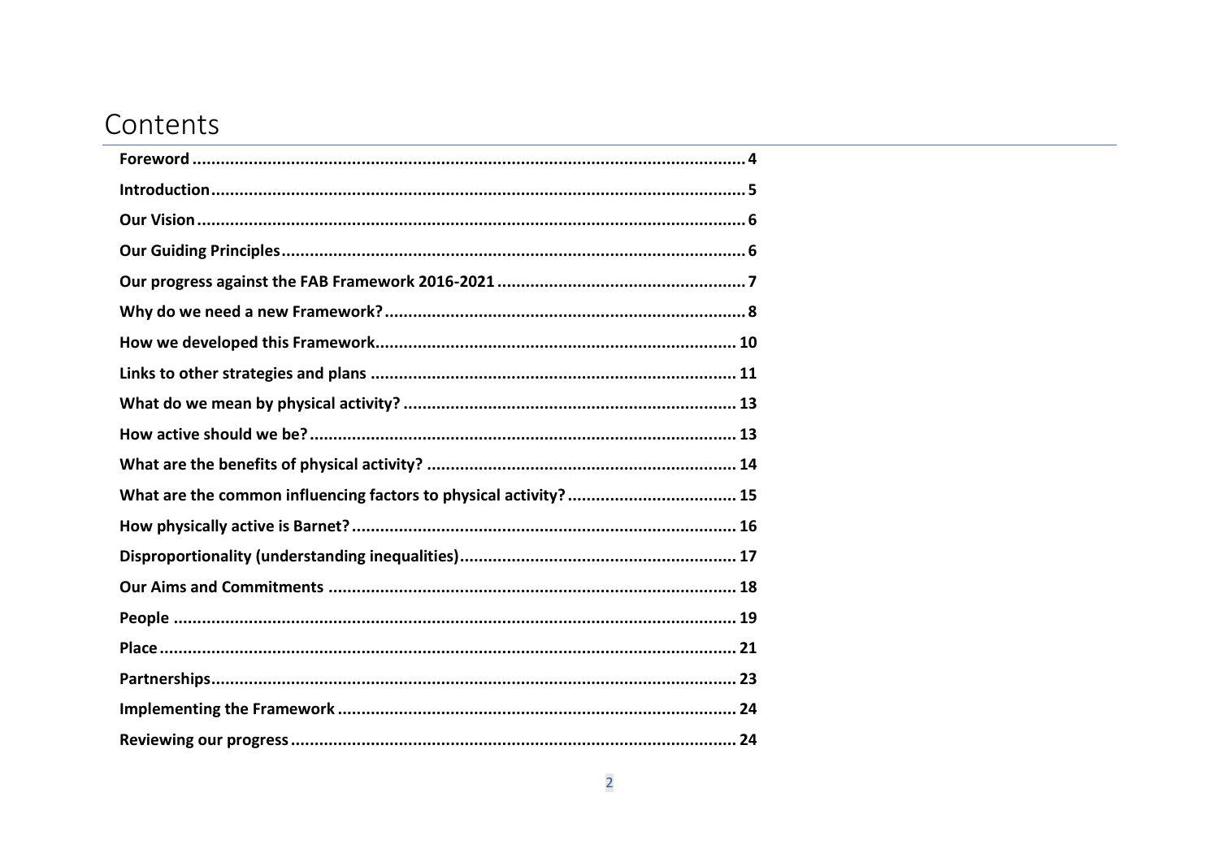# Contents

- **Foreword** ... 4
- **Introduction** ... 5
- **Our Vision** ... 6
- **Our Guiding Principles** ... 6
- **Our progress against the FAB Framework 2016-2021** ... 7
- **Why do we need a new Framework?** ... 8
- **How we developed this Framework** ... 10
- **Links to other strategies and plans** ... 11
- **What do we mean by physical activity?** ... 13
- **How active should we be?** ... 13
- **What are the benefits of physical activity?** ... 14
- **What are the common influencing factors to physical activity?** ... 15
- **How physically active is Barnet?** ... 16
- **Disproportionality (understanding inequalities)** ... 17
- **Our Aims and Commitments** ... 18
- **People** ... 19
- **Place** ... 21
- **Partnerships** ... 23
- **Implementing the Framework** ... 24
- **Reviewing our progress** ... 24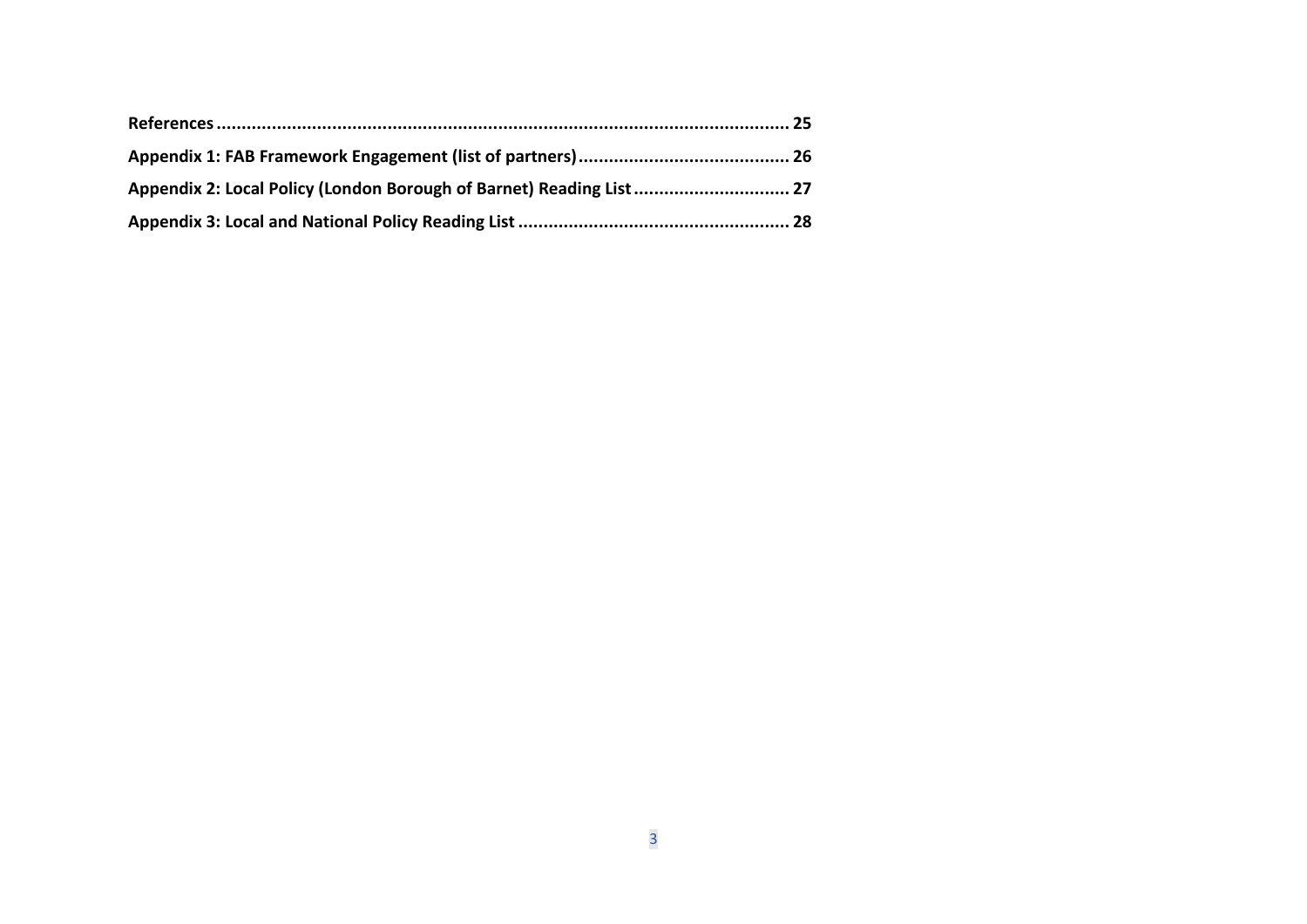**References** ........................................................................................................ 25

**Appendix 1: FAB Framework Engagement (list of partners)** ......................................... 26

**Appendix 2: Local Policy (London Borough of Barnet) Reading List** .............................. 27

**Appendix 3: Local and National Policy Reading List** ..................................................... 28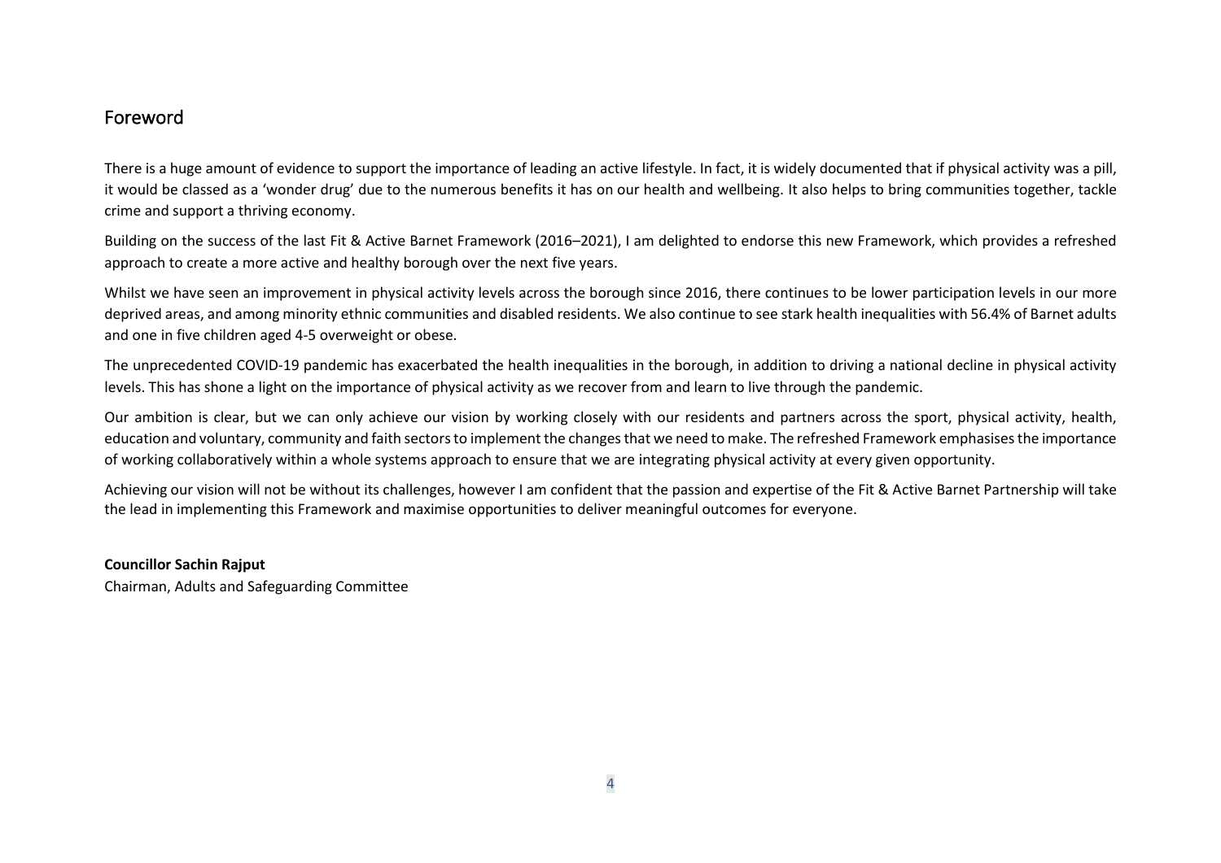## Foreword

There is a huge amount of evidence to support the importance of leading an active lifestyle. In fact, it is widely documented that if physical activity was a pill, it would be classed as a 'wonder drug' due to the numerous benefits it has on our health and wellbeing. It also helps to bring communities together, tackle crime and support a thriving economy.

Building on the success of the last Fit & Active Barnet Framework (2016–2021), I am delighted to endorse this new Framework, which provides a refreshed approach to create a more active and healthy borough over the next five years.

Whilst we have seen an improvement in physical activity levels across the borough since 2016, there continues to be lower participation levels in our more deprived areas, and among minority ethnic communities and disabled residents. We also continue to see stark health inequalities with 56.4% of Barnet adults and one in five children aged 4-5 overweight or obese.

The unprecedented COVID-19 pandemic has exacerbated the health inequalities in the borough, in addition to driving a national decline in physical activity levels. This has shone a light on the importance of physical activity as we recover from and learn to live through the pandemic.

Our ambition is clear, but we can only achieve our vision by working closely with our residents and partners across the sport, physical activity, health, education and voluntary, community and faith sectors to implement the changes that we need to make. The refreshed Framework emphasises the importance of working collaboratively within a whole systems approach to ensure that we are integrating physical activity at every given opportunity.

Achieving our vision will not be without its challenges, however I am confident that the passion and expertise of the Fit & Active Barnet Partnership will take the lead in implementing this Framework and maximise opportunities to deliver meaningful outcomes for everyone.

**Councillor Sachin Rajput**
Chairman, Adults and Safeguarding Committee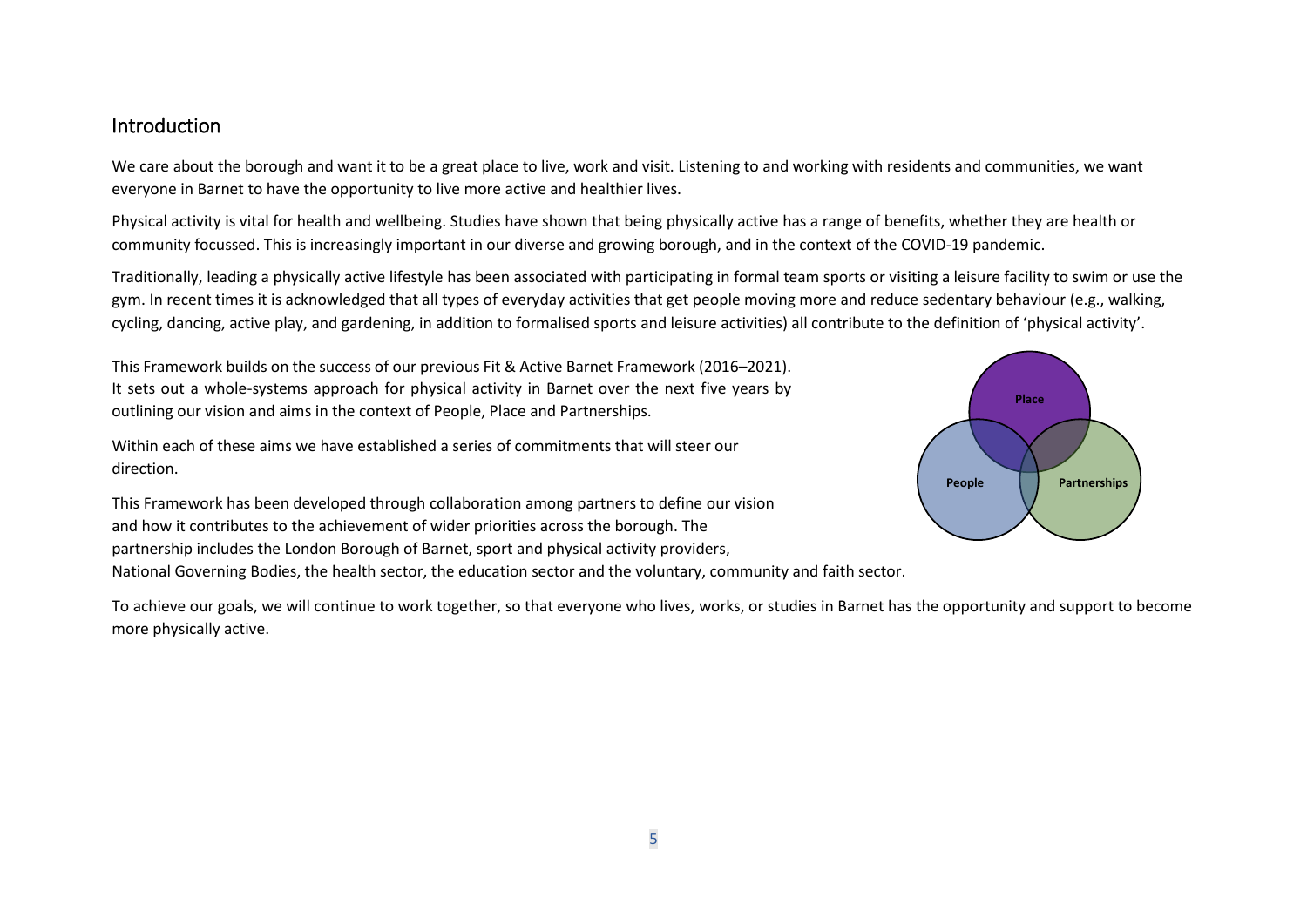## Introduction

We care about the borough and want it to be a great place to live, work and visit. Listening to and working with residents and communities, we want everyone in Barnet to have the opportunity to live more active and healthier lives.

Physical activity is vital for health and wellbeing. Studies have shown that being physically active has a range of benefits, whether they are health or community focussed. This is increasingly important in our diverse and growing borough, and in the context of the COVID-19 pandemic.

Traditionally, leading a physically active lifestyle has been associated with participating in formal team sports or visiting a leisure facility to swim or use the gym. In recent times it is acknowledged that all types of everyday activities that get people moving more and reduce sedentary behaviour (e.g., walking, cycling, dancing, active play, and gardening, in addition to formalised sports and leisure activities) all contribute to the definition of 'physical activity'.

This Framework builds on the success of our previous Fit & Active Barnet Framework (2016–2021). It sets out a whole-systems approach for physical activity in Barnet over the next five years by outlining our vision and aims in the context of People, Place and Partnerships.

Within each of these aims we have established a series of commitments that will steer our direction.

Place

People

Partnerships

This Framework has been developed through collaboration among partners to define our vision and how it contributes to the achievement of wider priorities across the borough. The partnership includes the London Borough of Barnet, sport and physical activity providers, National Governing Bodies, the health sector, the education sector and the voluntary, community and faith sector.

To achieve our goals, we will continue to work together, so that everyone who lives, works, or studies in Barnet has the opportunity and support to become more physically active.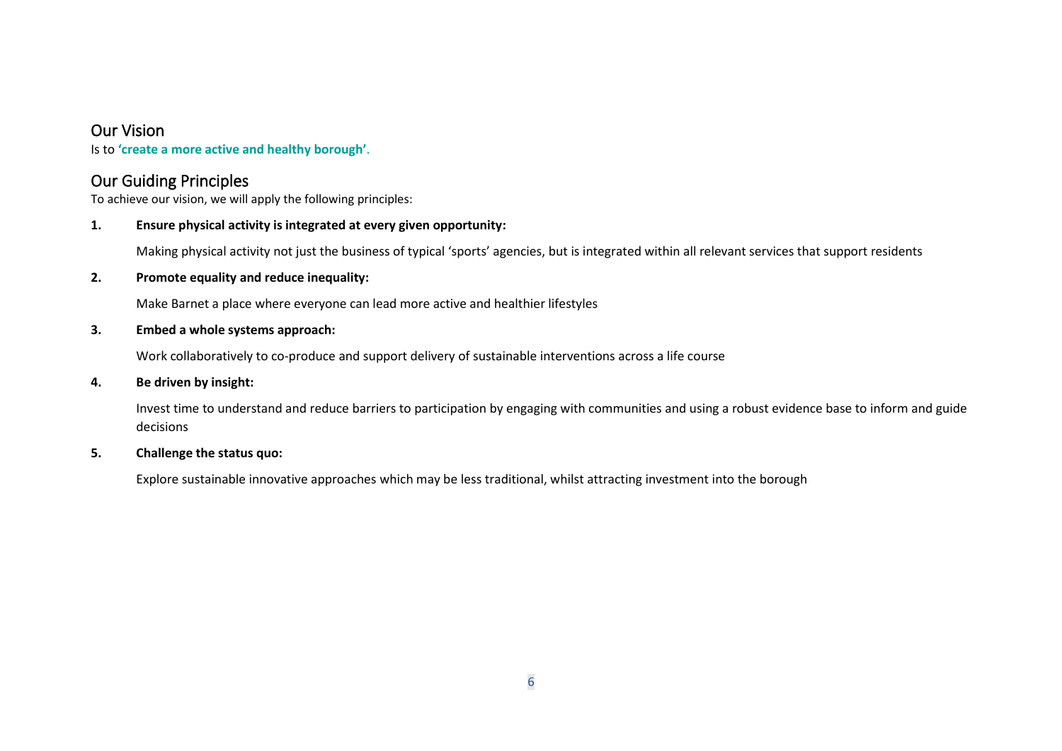## Our Vision

Is to **'create a more active and healthy borough'**.

## Our Guiding Principles

To achieve our vision, we will apply the following principles:

1. **Ensure physical activity is integrated at every given opportunity:**

   Making physical activity not just the business of typical 'sports' agencies, but is integrated within all relevant services that support residents

2. **Promote equality and reduce inequality:**

   Make Barnet a place where everyone can lead more active and healthier lifestyles

3. **Embed a whole systems approach:**

   Work collaboratively to co-produce and support delivery of sustainable interventions across a life course

4. **Be driven by insight:**

   Invest time to understand and reduce barriers to participation by engaging with communities and using a robust evidence base to inform and guide decisions

5. **Challenge the status quo:**

   Explore sustainable innovative approaches which may be less traditional, whilst attracting investment into the borough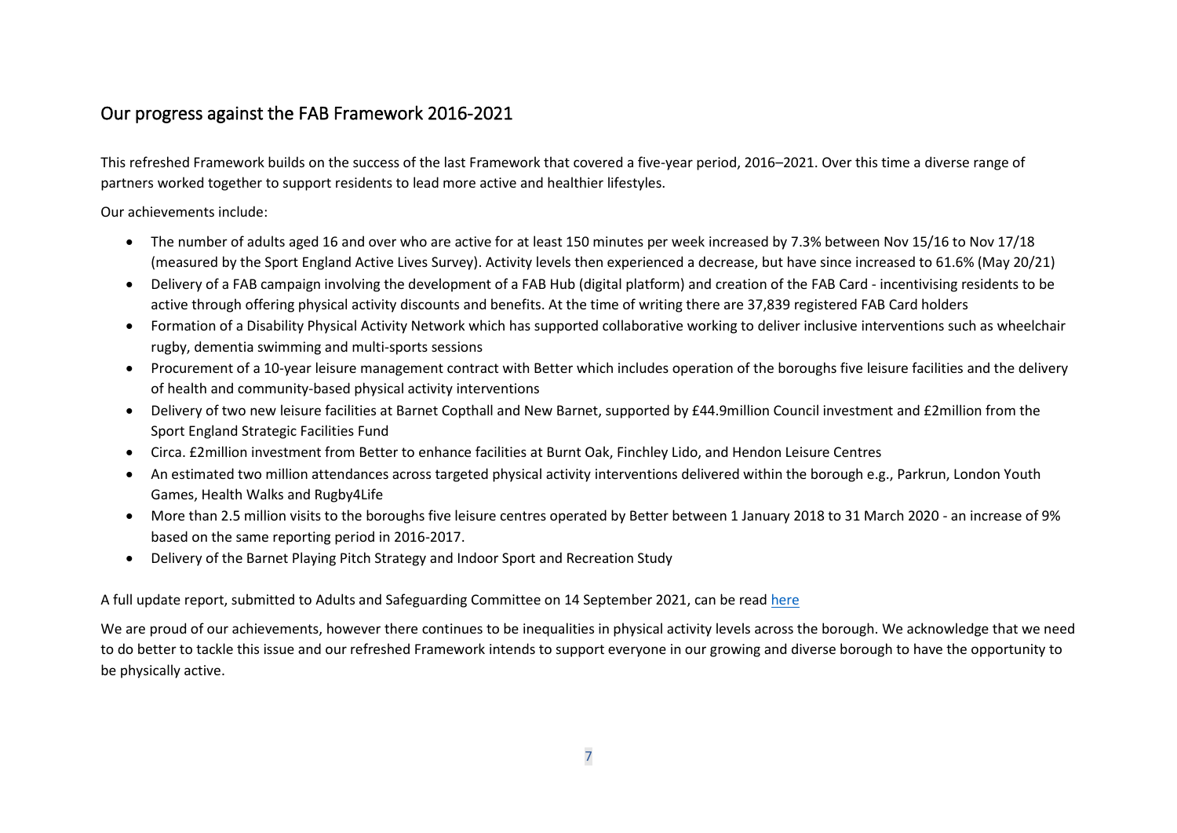## Our progress against the FAB Framework 2016-2021

This refreshed Framework builds on the success of the last Framework that covered a five-year period, 2016–2021. Over this time a diverse range of partners worked together to support residents to lead more active and healthier lifestyles.

Our achievements include:

- The number of adults aged 16 and over who are active for at least 150 minutes per week increased by 7.3% between Nov 15/16 to Nov 17/18 (measured by the Sport England Active Lives Survey). Activity levels then experienced a decrease, but have since increased to 61.6% (May 20/21)
- Delivery of a FAB campaign involving the development of a FAB Hub (digital platform) and creation of the FAB Card - incentivising residents to be active through offering physical activity discounts and benefits. At the time of writing there are 37,839 registered FAB Card holders
- Formation of a Disability Physical Activity Network which has supported collaborative working to deliver inclusive interventions such as wheelchair rugby, dementia swimming and multi-sports sessions
- Procurement of a 10-year leisure management contract with Better which includes operation of the boroughs five leisure facilities and the delivery of health and community-based physical activity interventions
- Delivery of two new leisure facilities at Barnet Copthall and New Barnet, supported by £44.9million Council investment and £2million from the Sport England Strategic Facilities Fund
- Circa. £2million investment from Better to enhance facilities at Burnt Oak, Finchley Lido, and Hendon Leisure Centres
- An estimated two million attendances across targeted physical activity interventions delivered within the borough e.g., Parkrun, London Youth Games, Health Walks and Rugby4Life
- More than 2.5 million visits to the boroughs five leisure centres operated by Better between 1 January 2018 to 31 March 2020 - an increase of 9% based on the same reporting period in 2016-2017.
- Delivery of the Barnet Playing Pitch Strategy and Indoor Sport and Recreation Study

A full update report, submitted to Adults and Safeguarding Committee on 14 September 2021, can be read here

We are proud of our achievements, however there continues to be inequalities in physical activity levels across the borough. We acknowledge that we need to do better to tackle this issue and our refreshed Framework intends to support everyone in our growing and diverse borough to have the opportunity to be physically active.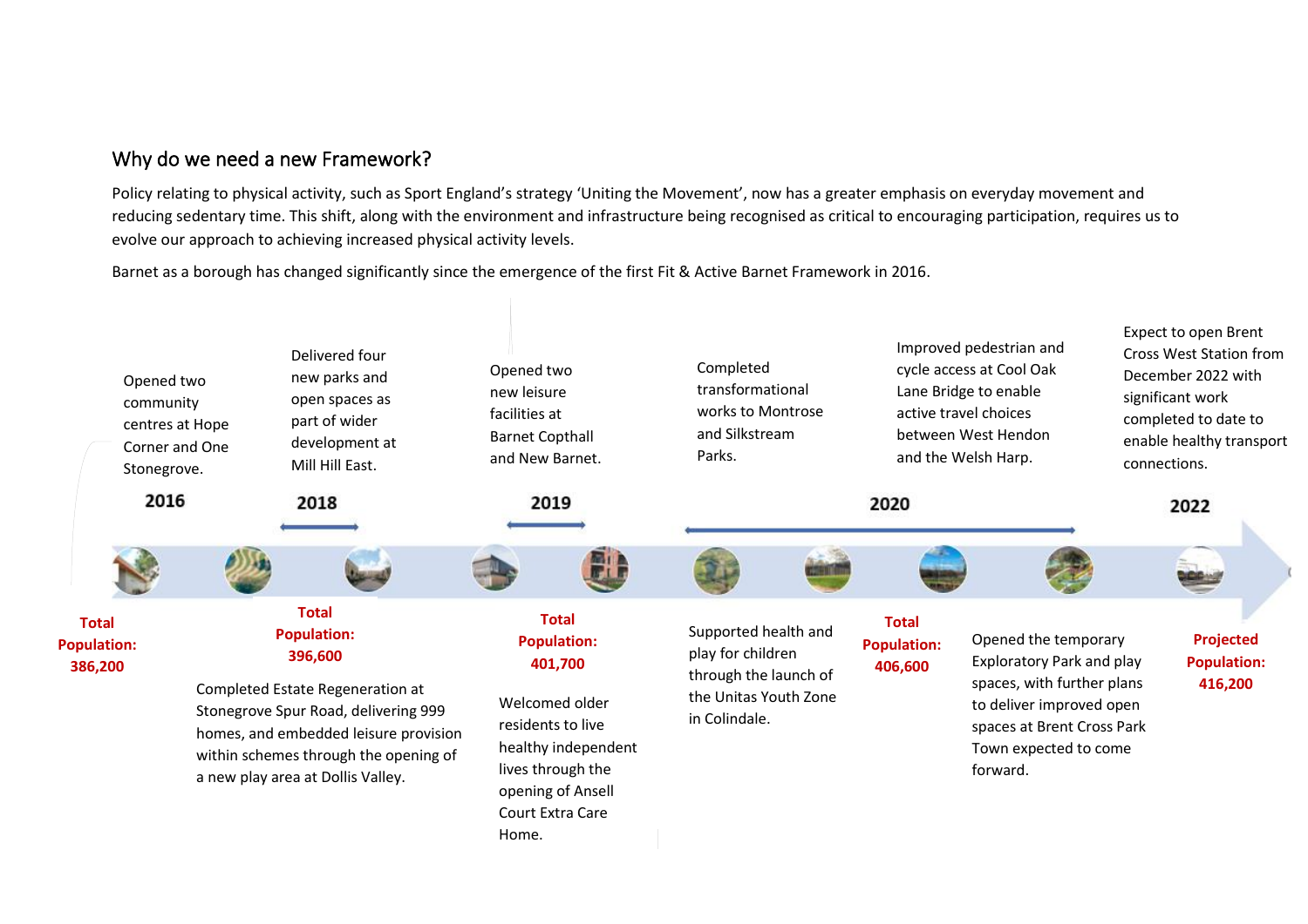## Why do we need a new Framework?

Policy relating to physical activity, such as Sport England's strategy 'Uniting the Movement', now has a greater emphasis on everyday movement and reducing sedentary time. This shift, along with the environment and infrastructure being recognised as critical to encouraging participation, requires us to evolve our approach to achieving increased physical activity levels.

Barnet as a borough has changed significantly since the emergence of the first Fit & Active Barnet Framework in 2016.

**2016**

Opened two community centres at Hope Corner and One Stonegrove.

**Total Population: 386,200**

**2018**

Delivered four new parks and open spaces as part of wider development at Mill Hill East.

Completed Estate Regeneration at Stonegrove Spur Road, delivering 999 homes, and embedded leisure provision within schemes through the opening of a new play area at Dollis Valley.

**Total Population: 396,600**

**2019**

Opened two new leisure facilities at Barnet Copthall and New Barnet.

Welcomed older residents to live healthy independent lives through the opening of Ansell Court Extra Care Home.

**Total Population: 401,700**

**2020**

Completed transformational works to Montrose and Silkstream Parks.

Supported health and play for children through the launch of the Unitas Youth Zone in Colindale.

Improved pedestrian and cycle access at Cool Oak Lane Bridge to enable active travel choices between West Hendon and the Welsh Harp.

Opened the temporary Exploratory Park and play spaces, with further plans to deliver improved open spaces at Brent Cross Park Town expected to come forward.

**Total Population: 406,600**

**2022**

Expect to open Brent Cross West Station from December 2022 with significant work completed to date to enable healthy transport connections.

**Projected Population: 416,200**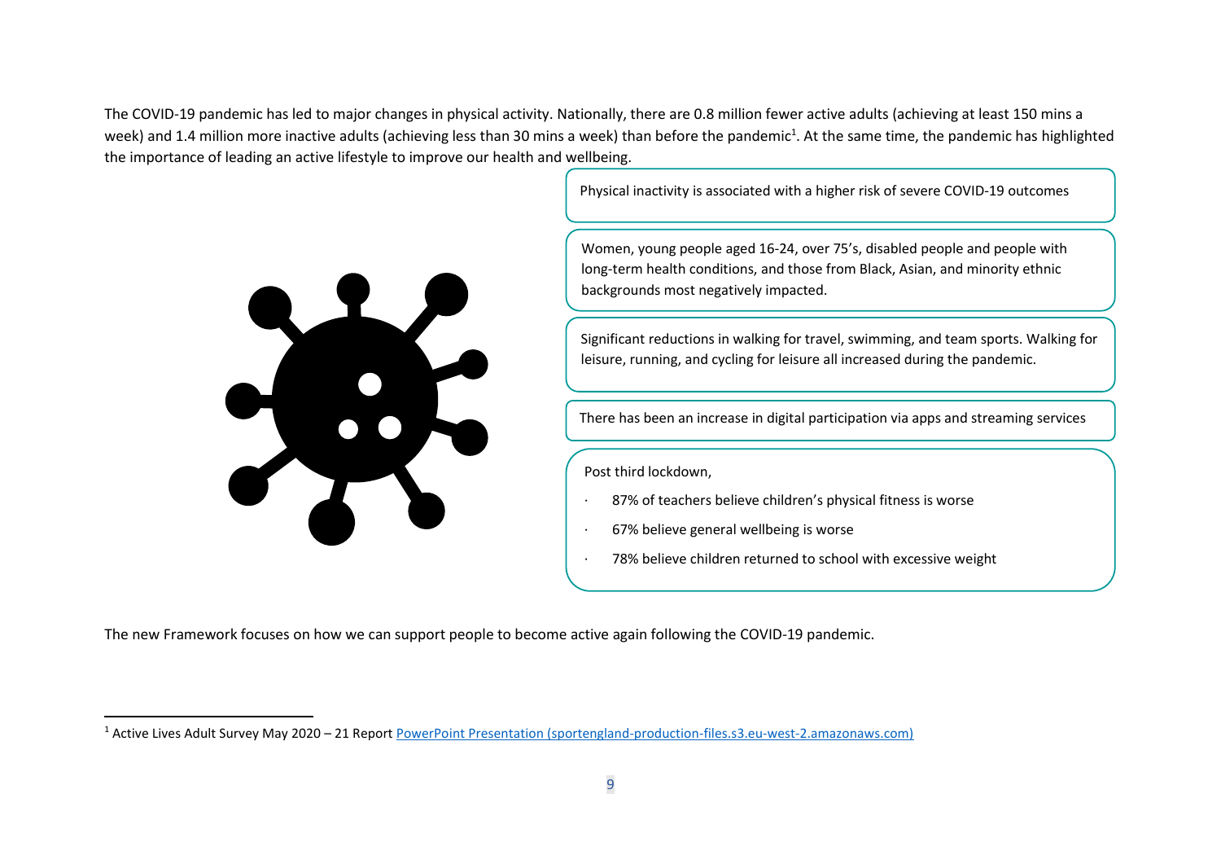The COVID-19 pandemic has led to major changes in physical activity. Nationally, there are 0.8 million fewer active adults (achieving at least 150 mins a week) and 1.4 million more inactive adults (achieving less than 30 mins a week) than before the pandemic[1]. At the same time, the pandemic has highlighted the importance of leading an active lifestyle to improve our health and wellbeing.

Physical inactivity is associated with a higher risk of severe COVID-19 outcomes

Women, young people aged 16-24, over 75's, disabled people and people with long-term health conditions, and those from Black, Asian, and minority ethnic backgrounds most negatively impacted.

Significant reductions in walking for travel, swimming, and team sports. Walking for leisure, running, and cycling for leisure all increased during the pandemic.

There has been an increase in digital participation via apps and streaming services

Post third lockdown,

- 87% of teachers believe children's physical fitness is worse
- 67% believe general wellbeing is worse
- 78% believe children returned to school with excessive weight

The new Framework focuses on how we can support people to become active again following the COVID-19 pandemic.

[1] Active Lives Adult Survey May 2020 – 21 Report [PowerPoint Presentation (sportengland-production-files.s3.eu-west-2.amazonaws.com)](sportengland-production-files.s3.eu-west-2.amazonaws.com)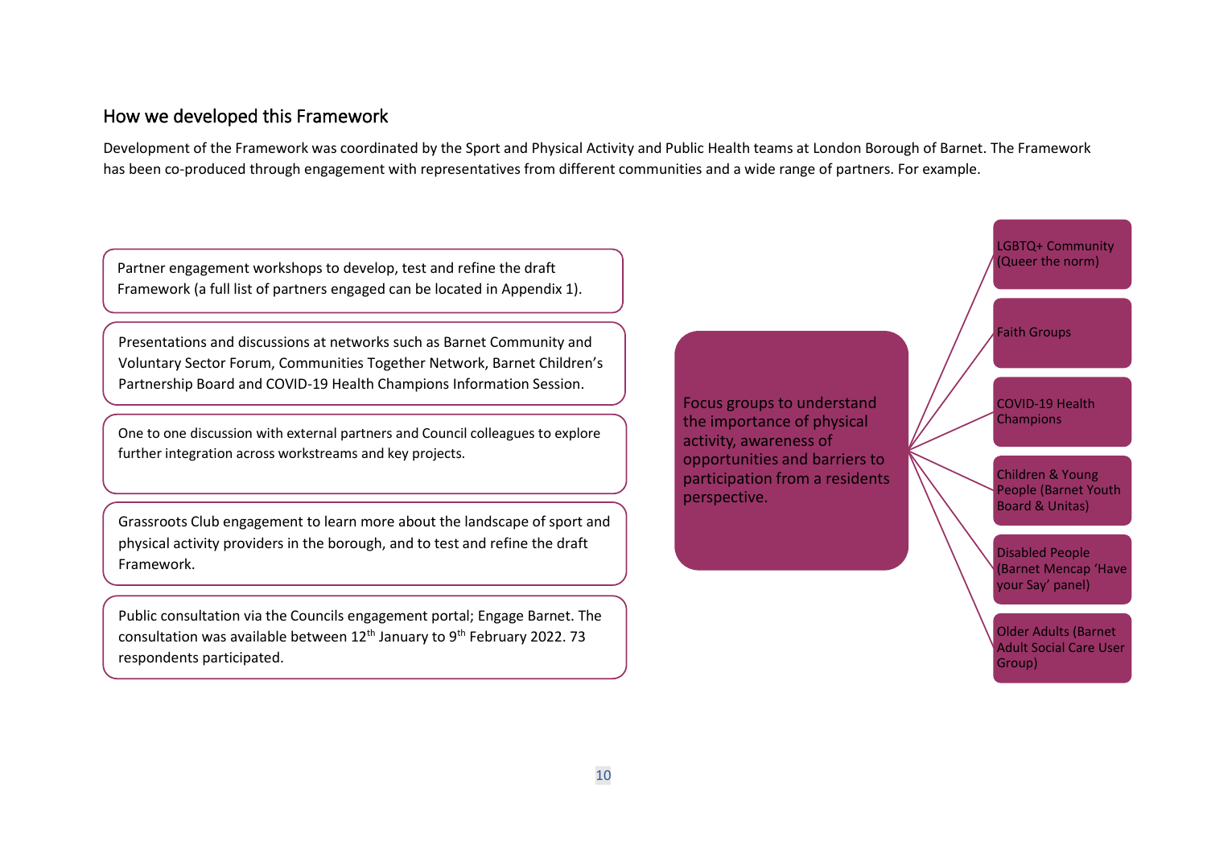## How we developed this Framework

Development of the Framework was coordinated by the Sport and Physical Activity and Public Health teams at London Borough of Barnet. The Framework has been co-produced through engagement with representatives from different communities and a wide range of partners. For example.

- Partner engagement workshops to develop, test and refine the draft Framework (a full list of partners engaged can be located in Appendix 1).
- Presentations and discussions at networks such as Barnet Community and Voluntary Sector Forum, Communities Together Network, Barnet Children's Partnership Board and COVID-19 Health Champions Information Session.
- One to one discussion with external partners and Council colleagues to explore further integration across workstreams and key projects.
- Grassroots Club engagement to learn more about the landscape of sport and physical activity providers in the borough, and to test and refine the draft Framework.
- Public consultation via the Councils engagement portal; Engage Barnet. The consultation was available between 12th January to 9th February 2022. 73 respondents participated.

Focus groups to understand the importance of physical activity, awareness of opportunities and barriers to participation from a residents perspective.

- LGBTQ+ Community (Queer the norm)
- Faith Groups
- COVID-19 Health Champions
- Children & Young People (Barnet Youth Board & Unitas)
- Disabled People (Barnet Mencap 'Have your Say' panel)
- Older Adults (Barnet Adult Social Care User Group)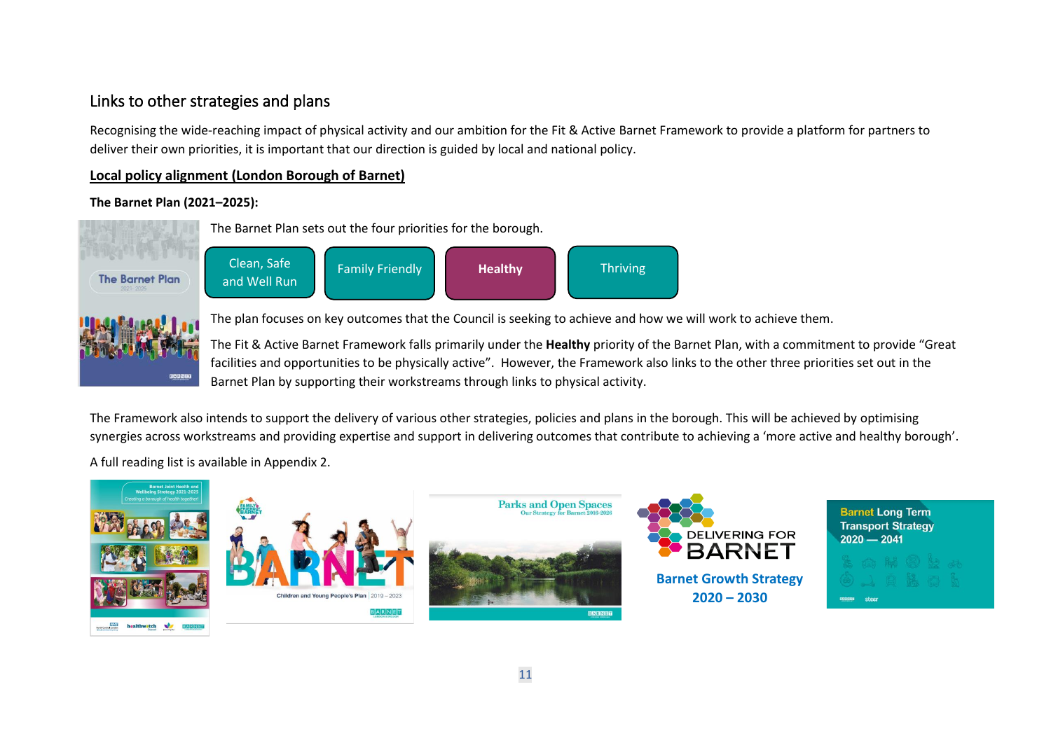## Links to other strategies and plans

Recognising the wide-reaching impact of physical activity and our ambition for the Fit & Active Barnet Framework to provide a platform for partners to deliver their own priorities, it is important that our direction is guided by local and national policy.

**Local policy alignment (London Borough of Barnet)**

**The Barnet Plan (2021–2025):**

The Barnet Plan sets out the four priorities for the borough.

- Clean, Safe and Well Run
- Family Friendly
- **Healthy**
- Thriving

The plan focuses on key outcomes that the Council is seeking to achieve and how we will work to achieve them.

The Fit & Active Barnet Framework falls primarily under the **Healthy** priority of the Barnet Plan, with a commitment to provide "Great facilities and opportunities to be physically active". However, the Framework also links to the other three priorities set out in the Barnet Plan by supporting their workstreams through links to physical activity.

The Framework also intends to support the delivery of various other strategies, policies and plans in the borough. This will be achieved by optimising synergies across workstreams and providing expertise and support in delivering outcomes that contribute to achieving a 'more active and healthy borough'.

A full reading list is available in Appendix 2.

Barnet Growth Strategy 2020 – 2030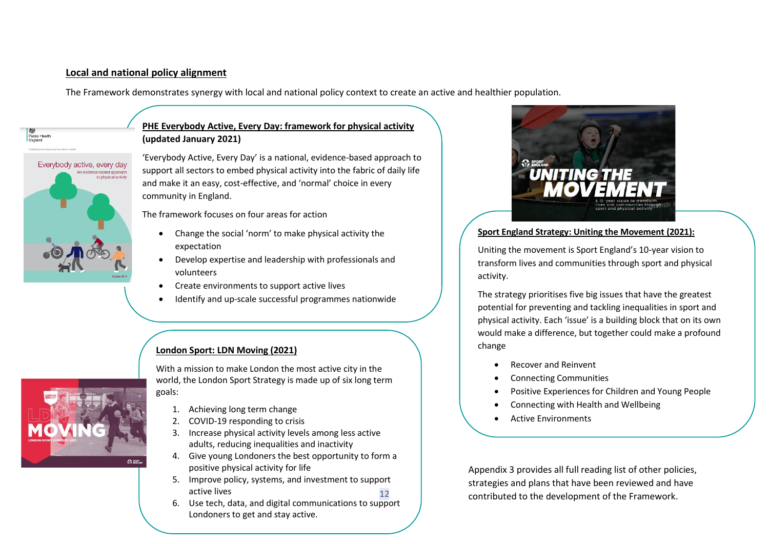## Local and national policy alignment

The Framework demonstrates synergy with local and national policy context to create an active and healthier population.

### PHE Everybody Active, Every Day: framework for physical activity (updated January 2021)

'Everybody Active, Every Day' is a national, evidence-based approach to support all sectors to embed physical activity into the fabric of daily life and make it an easy, cost-effective, and 'normal' choice in every community in England.

The framework focuses on four areas for action

- Change the social 'norm' to make physical activity the expectation
- Develop expertise and leadership with professionals and volunteers
- Create environments to support active lives
- Identify and up-scale successful programmes nationwide

### London Sport: LDN Moving (2021)

With a mission to make London the most active city in the world, the London Sport Strategy is made up of six long term goals:

1. Achieving long term change
2. COVID-19 responding to crisis
3. Increase physical activity levels among less active adults, reducing inequalities and inactivity
4. Give young Londoners the best opportunity to form a positive physical activity for life
5. Improve policy, systems, and investment to support active lives
6. Use tech, data, and digital communications to support Londoners to get and stay active.

### Sport England Strategy: Uniting the Movement (2021):

Uniting the movement is Sport England's 10-year vision to transform lives and communities through sport and physical activity.

The strategy prioritises five big issues that have the greatest potential for preventing and tackling inequalities in sport and physical activity. Each 'issue' is a building block that on its own would make a difference, but together could make a profound change

- Recover and Reinvent
- Connecting Communities
- Positive Experiences for Children and Young People
- Connecting with Health and Wellbeing
- Active Environments

Appendix 3 provides all full reading list of other policies, strategies and plans that have been reviewed and have contributed to the development of the Framework.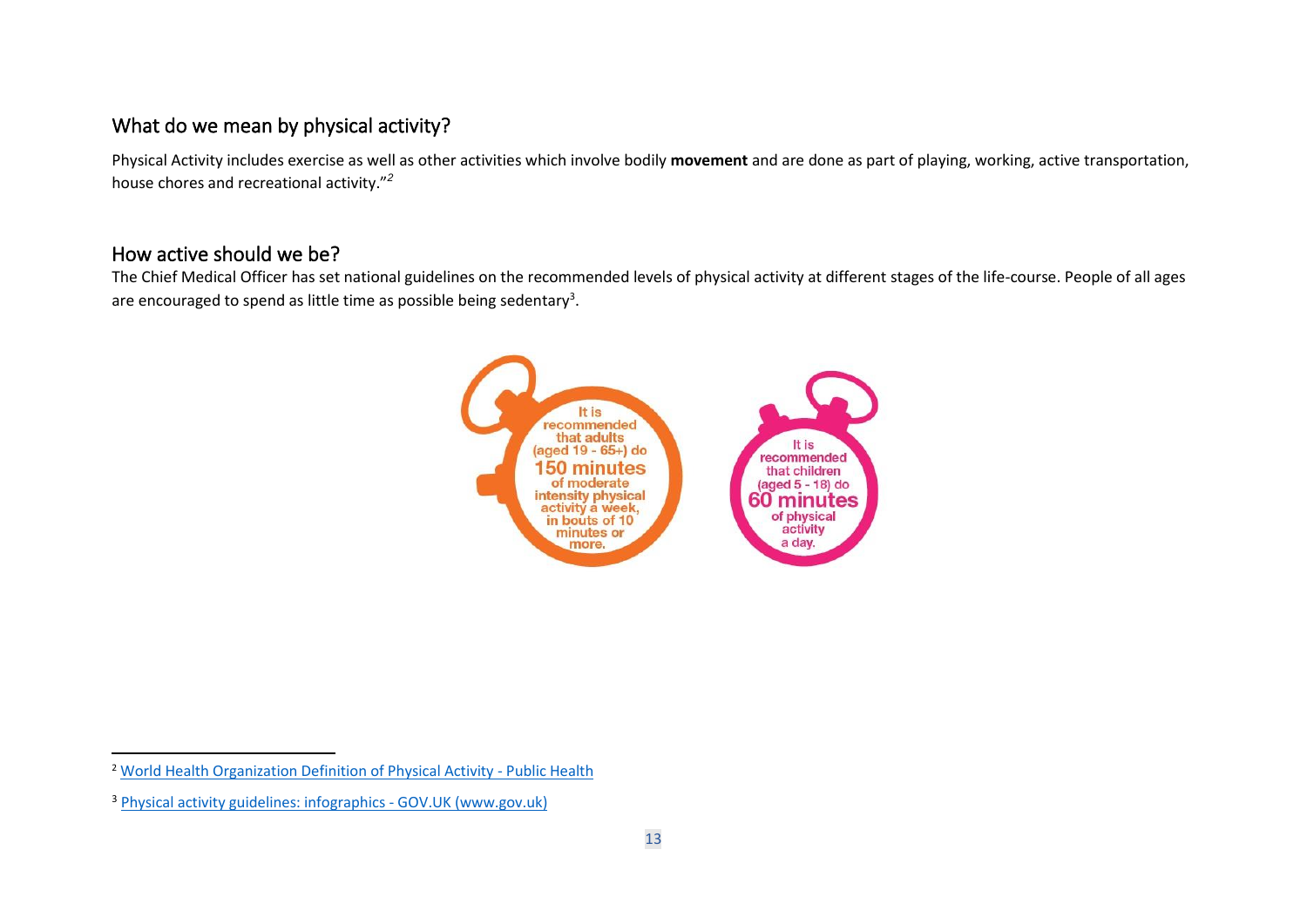## What do we mean by physical activity?

Physical Activity includes exercise as well as other activities which involve bodily **movement** and are done as part of playing, working, active transportation, house chores and recreational activity."[2]

## How active should we be?

The Chief Medical Officer has set national guidelines on the recommended levels of physical activity at different stages of the life-course. People of all ages are encouraged to spend as little time as possible being sedentary[3].

It is recommended that adults (aged 19 - 65+) do 150 minutes of moderate intensity physical activity a week, in bouts of 10 minutes or more.

It is recommended that children (aged 5 - 18) do 60 minutes of physical activity a day.

---

[2] World Health Organization Definition of Physical Activity - Public Health

[3] Physical activity guidelines: infographics - GOV.UK (www.gov.uk)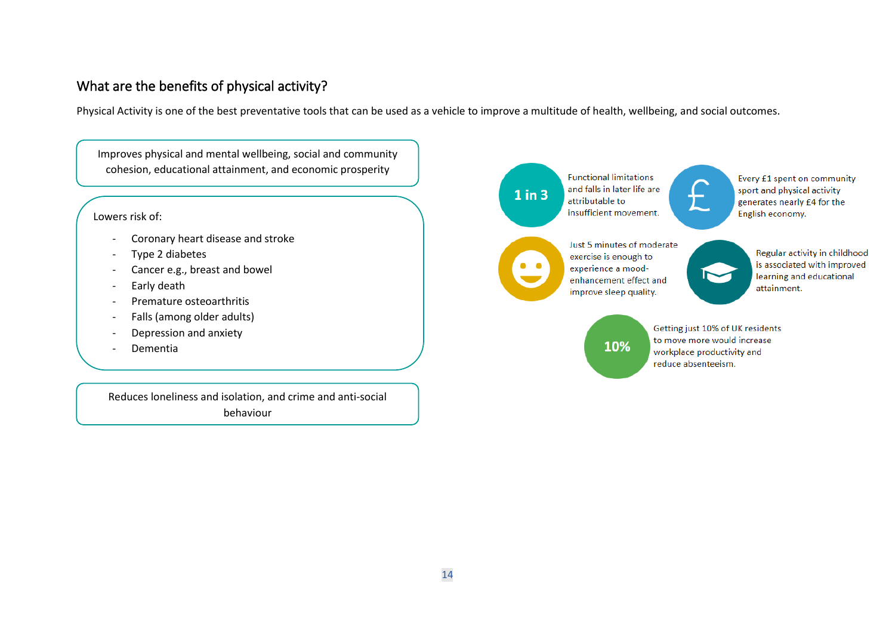## What are the benefits of physical activity?

Physical Activity is one of the best preventative tools that can be used as a vehicle to improve a multitude of health, wellbeing, and social outcomes.

Improves physical and mental wellbeing, social and community cohesion, educational attainment, and economic prosperity

Lowers risk of:

- Coronary heart disease and stroke
- Type 2 diabetes
- Cancer e.g., breast and bowel
- Early death
- Premature osteoarthritis
- Falls (among older adults)
- Depression and anxiety
- Dementia

Reduces loneliness and isolation, and crime and anti-social behaviour

**1 in 3** Functional limitations and falls in later life are attributable to insufficient movement.

**£** Every £1 spent on community sport and physical activity generates nearly £4 for the English economy.

Just 5 minutes of moderate exercise is enough to experience a mood-enhancement effect and improve sleep quality.

Regular activity in childhood is associated with improved learning and educational attainment.

**10%** Getting just 10% of UK residents to move more would increase workplace productivity and reduce absenteeism.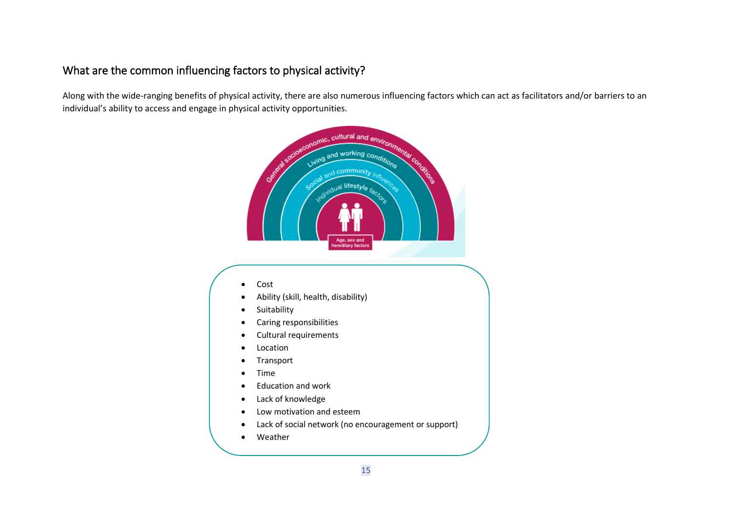## What are the common influencing factors to physical activity?

Along with the wide-ranging benefits of physical activity, there are also numerous influencing factors which can act as facilitators and/or barriers to an individual's ability to access and engage in physical activity opportunities.

- Cost
- Ability (skill, health, disability)
- Suitability
- Caring responsibilities
- Cultural requirements
- Location
- Transport
- Time
- Education and work
- Lack of knowledge
- Low motivation and esteem
- Lack of social network (no encouragement or support)
- Weather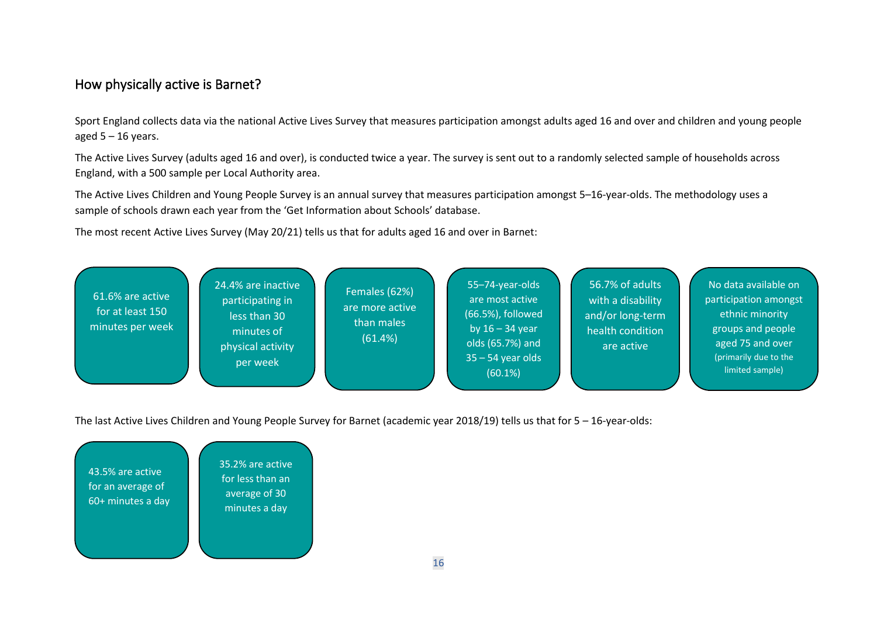## How physically active is Barnet?

Sport England collects data via the national Active Lives Survey that measures participation amongst adults aged 16 and over and children and young people aged 5 – 16 years.

The Active Lives Survey (adults aged 16 and over), is conducted twice a year. The survey is sent out to a randomly selected sample of households across England, with a 500 sample per Local Authority area.

The Active Lives Children and Young People Survey is an annual survey that measures participation amongst 5–16-year-olds. The methodology uses a sample of schools drawn each year from the 'Get Information about Schools' database.

The most recent Active Lives Survey (May 20/21) tells us that for adults aged 16 and over in Barnet:

- 61.6% are active for at least 150 minutes per week
- 24.4% are inactive participating in less than 30 minutes of physical activity per week
- Females (62%) are more active than males (61.4%)
- 55–74-year-olds are most active (66.5%), followed by 16 – 34 year olds (65.7%) and 35 – 54 year olds (60.1%)
- 56.7% of adults with a disability and/or long-term health condition are active
- No data available on participation amongst ethnic minority groups and people aged 75 and over (primarily due to the limited sample)

The last Active Lives Children and Young People Survey for Barnet (academic year 2018/19) tells us that for 5 – 16-year-olds:

- 43.5% are active for an average of 60+ minutes a day
- 35.2% are active for less than an average of 30 minutes a day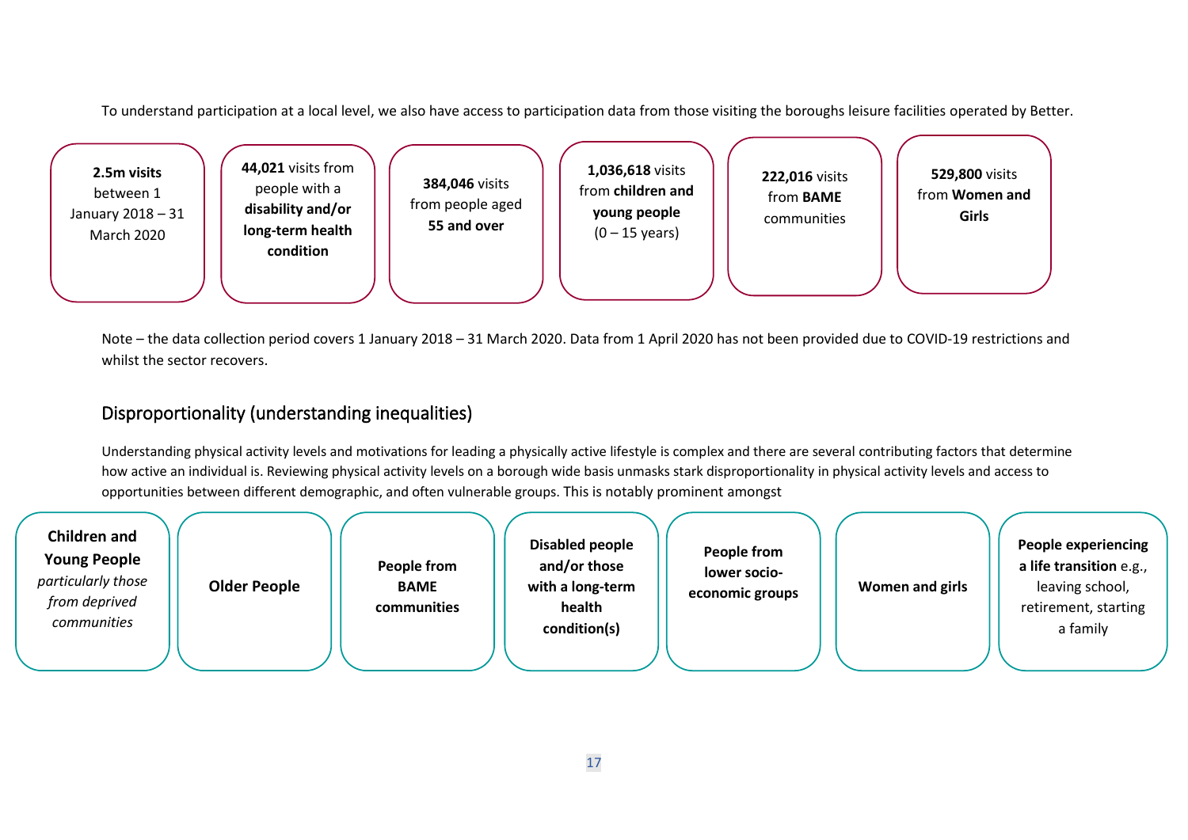To understand participation at a local level, we also have access to participation data from those visiting the boroughs leisure facilities operated by Better.

- **2.5m visits** between 1 January 2018 – 31 March 2020
- **44,021** visits from people with a **disability and/or long-term health condition**
- **384,046** visits from people aged **55 and over**
- **1,036,618** visits from **children and young people** (0 – 15 years)
- **222,016** visits from **BAME** communities
- **529,800** visits from **Women and Girls**

Note – the data collection period covers 1 January 2018 – 31 March 2020. Data from 1 April 2020 has not been provided due to COVID-19 restrictions and whilst the sector recovers.

## Disproportionality (understanding inequalities)

Understanding physical activity levels and motivations for leading a physically active lifestyle is complex and there are several contributing factors that determine how active an individual is. Reviewing physical activity levels on a borough wide basis unmasks stark disproportionality in physical activity levels and access to opportunities between different demographic, and often vulnerable groups. This is notably prominent amongst

- **Children and Young People** *particularly those from deprived communities*
- **Older People**
- **People from BAME communities**
- **Disabled people and/or those with a long-term health condition(s)**
- **People from lower socio-economic groups**
- **Women and girls**
- **People experiencing a life transition** e.g., leaving school, retirement, starting a family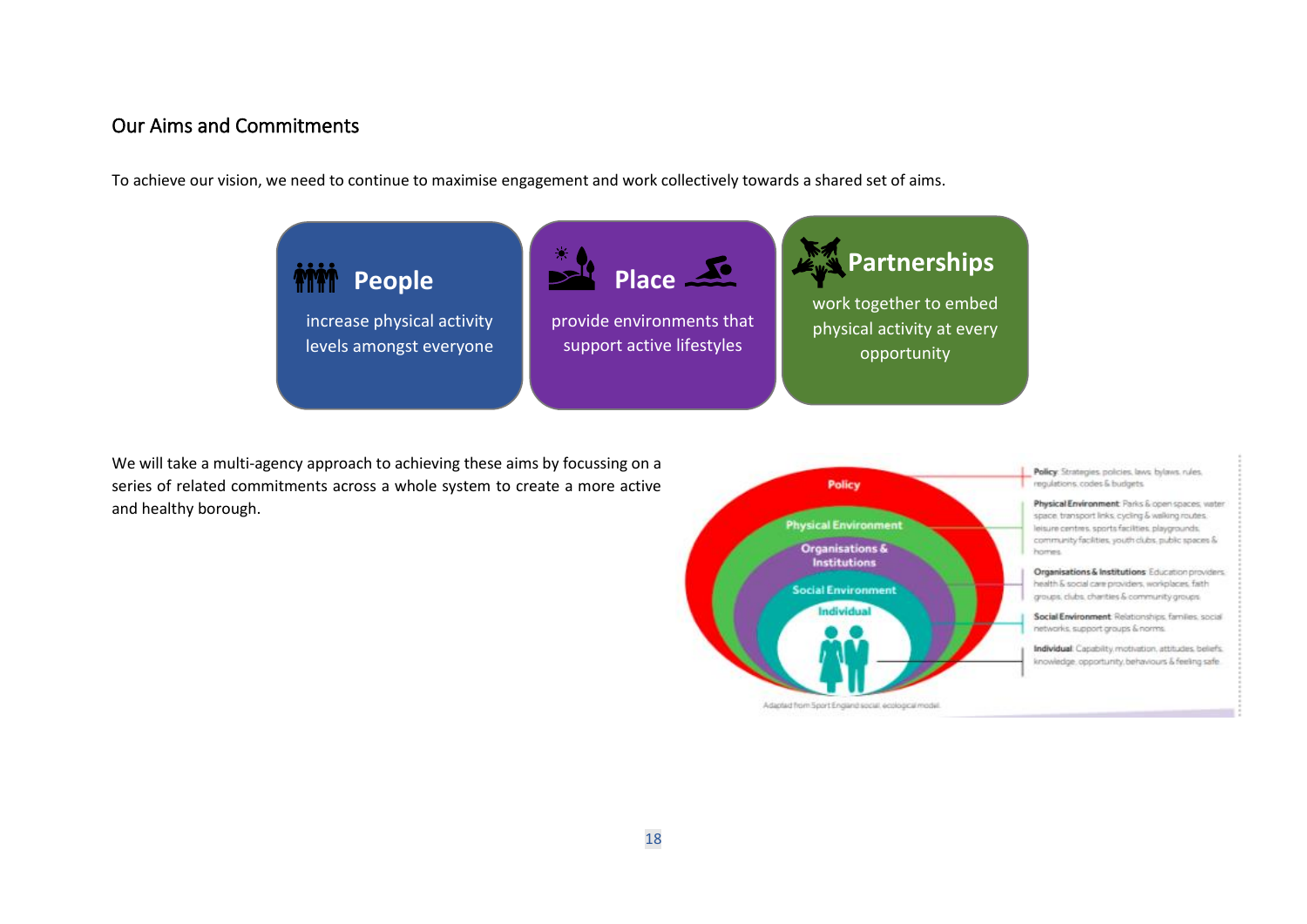## Our Aims and Commitments

To achieve our vision, we need to continue to maximise engagement and work collectively towards a shared set of aims.

**People**
increase physical activity levels amongst everyone

**Place**
provide environments that support active lifestyles

**Partnerships**
work together to embed physical activity at every opportunity

We will take a multi-agency approach to achieving these aims by focussing on a series of related commitments across a whole system to create a more active and healthy borough.

Policy

Physical Environment

Organisations & Institutions

Social Environment

Individual

**Policy**: Strategies, policies, laws, bylaws, rules, regulations, codes & budgets

**Physical Environment**: Parks & open spaces, water space, transport links, cycling & walking routes, leisure centres, sports facilities, playgrounds, community facilities, youth clubs, public spaces & homes

**Organisations & Institutions**: Education providers, health & social care providers, workplaces, faith groups, clubs, charities & community groups

**Social Environment**: Relationships, families, social networks, support groups & norms

**Individual**: Capability, motivation, attitudes, beliefs, knowledge, opportunity, behaviours & feeling safe

Adapted from Sport England social ecological model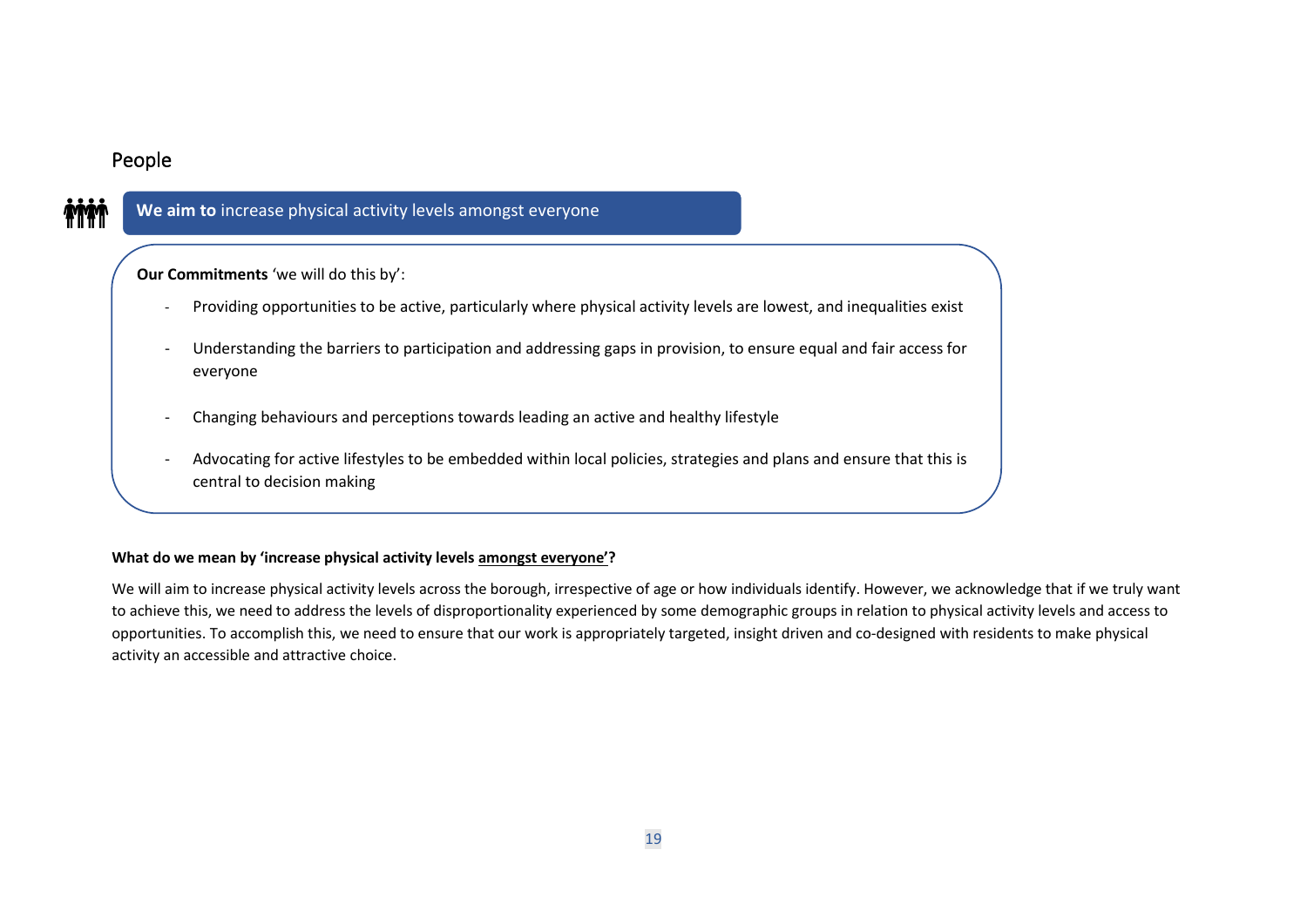## People

**We aim to** increase physical activity levels amongst everyone

**Our Commitments** 'we will do this by':

- Providing opportunities to be active, particularly where physical activity levels are lowest, and inequalities exist
- Understanding the barriers to participation and addressing gaps in provision, to ensure equal and fair access for everyone
- Changing behaviours and perceptions towards leading an active and healthy lifestyle
- Advocating for active lifestyles to be embedded within local policies, strategies and plans and ensure that this is central to decision making

**What do we mean by 'increase physical activity levels amongst everyone'?**

We will aim to increase physical activity levels across the borough, irrespective of age or how individuals identify. However, we acknowledge that if we truly want to achieve this, we need to address the levels of disproportionality experienced by some demographic groups in relation to physical activity levels and access to opportunities. To accomplish this, we need to ensure that our work is appropriately targeted, insight driven and co-designed with residents to make physical activity an accessible and attractive choice.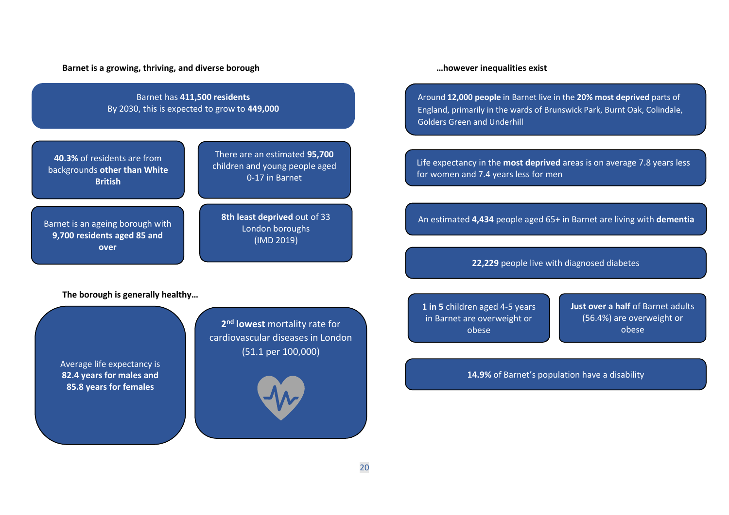**Barnet is a growing, thriving, and diverse borough**

Barnet has **411,500 residents**
By 2030, this is expected to grow to **449,000**

**40.3%** of residents are from backgrounds **other than White British**

There are an estimated **95,700** children and young people aged 0-17 in Barnet

Barnet is an ageing borough with **9,700 residents aged 85 and over**

**8th least deprived** out of 33 London boroughs (IMD 2019)

**The borough is generally healthy…**

Average life expectancy is **82.4 years for males and 85.8 years for females**

**2nd lowest** mortality rate for cardiovascular diseases in London (51.1 per 100,000)

**…however inequalities exist**

Around **12,000 people** in Barnet live in the **20% most deprived** parts of England, primarily in the wards of Brunswick Park, Burnt Oak, Colindale, Golders Green and Underhill

Life expectancy in the **most deprived** areas is on average 7.8 years less for women and 7.4 years less for men

An estimated **4,434** people aged 65+ in Barnet are living with **dementia**

**22,229** people live with diagnosed diabetes

**1 in 5** children aged 4-5 years in Barnet are overweight or obese

**Just over a half** of Barnet adults (56.4%) are overweight or obese

**14.9%** of Barnet's population have a disability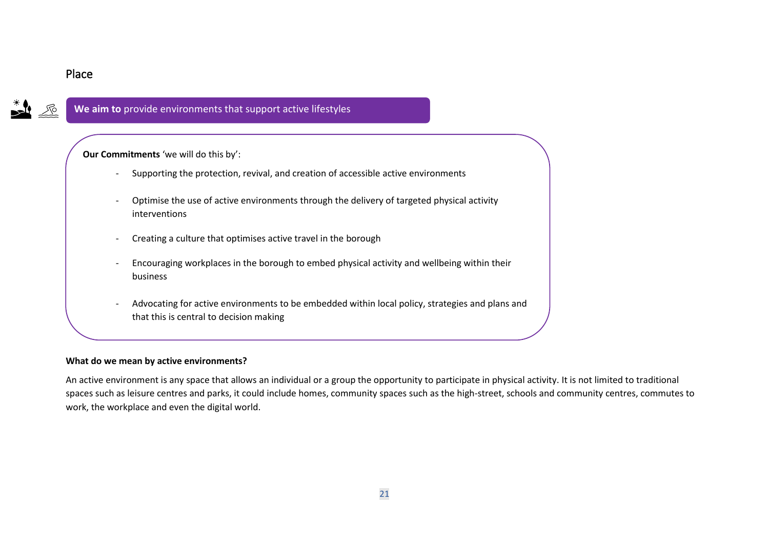## Place

**We aim to** provide environments that support active lifestyles

**Our Commitments** 'we will do this by':

- Supporting the protection, revival, and creation of accessible active environments
- Optimise the use of active environments through the delivery of targeted physical activity interventions
- Creating a culture that optimises active travel in the borough
- Encouraging workplaces in the borough to embed physical activity and wellbeing within their business
- Advocating for active environments to be embedded within local policy, strategies and plans and that this is central to decision making

**What do we mean by active environments?**

An active environment is any space that allows an individual or a group the opportunity to participate in physical activity. It is not limited to traditional spaces such as leisure centres and parks, it could include homes, community spaces such as the high-street, schools and community centres, commutes to work, the workplace and even the digital world.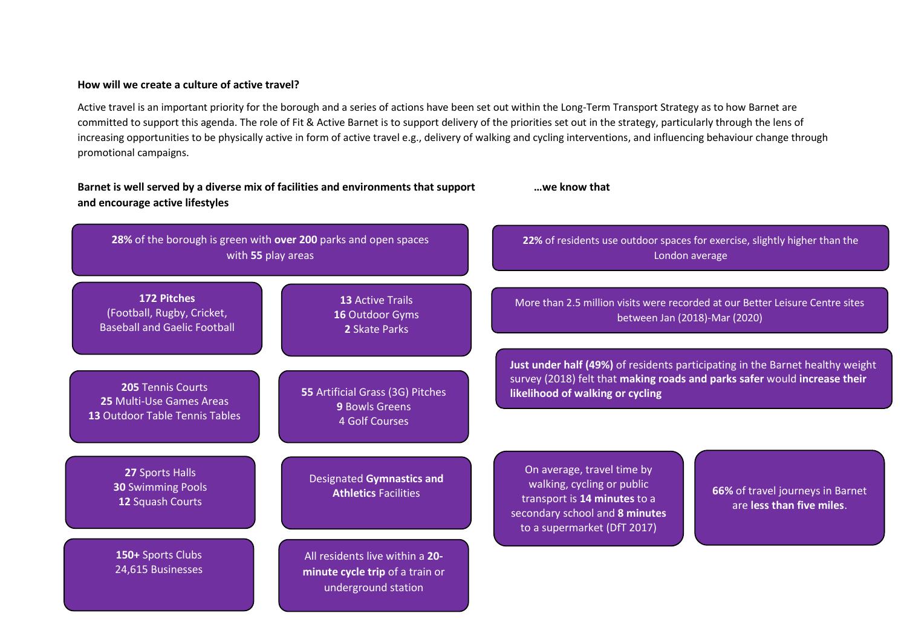**How will we create a culture of active travel?**

Active travel is an important priority for the borough and a series of actions have been set out within the Long-Term Transport Strategy as to how Barnet are committed to support this agenda. The role of Fit & Active Barnet is to support delivery of the priorities set out in the strategy, particularly through the lens of increasing opportunities to be physically active in form of active travel e.g., delivery of walking and cycling interventions, and influencing behaviour change through promotional campaigns.

**Barnet is well served by a diverse mix of facilities and environments that support and encourage active lifestyles**

- **28%** of the borough is green with **over 200** parks and open spaces with **55** play areas
- **172 Pitches** (Football, Rugby, Cricket, Baseball and Gaelic Football)
- **13** Active Trails, **16** Outdoor Gyms, **2** Skate Parks
- **205** Tennis Courts, **25** Multi-Use Games Areas, **13** Outdoor Table Tennis Tables
- **55** Artificial Grass (3G) Pitches, **9** Bowls Greens, 4 Golf Courses
- **27** Sports Halls, **30** Swimming Pools, **12** Squash Courts
- Designated **Gymnastics and Athletics** Facilities
- **150+** Sports Clubs, 24,615 Businesses
- All residents live within a **20-minute cycle trip** of a train or underground station

**…we know that**

- **22%** of residents use outdoor spaces for exercise, slightly higher than the London average
- More than 2.5 million visits were recorded at our Better Leisure Centre sites between Jan (2018)-Mar (2020)
- **Just under half (49%)** of residents participating in the Barnet healthy weight survey (2018) felt that **making roads and parks safer** would **increase their likelihood of walking or cycling**
- On average, travel time by walking, cycling or public transport is **14 minutes** to a secondary school and **8 minutes** to a supermarket (DfT 2017)
- **66%** of travel journeys in Barnet are **less than five miles**.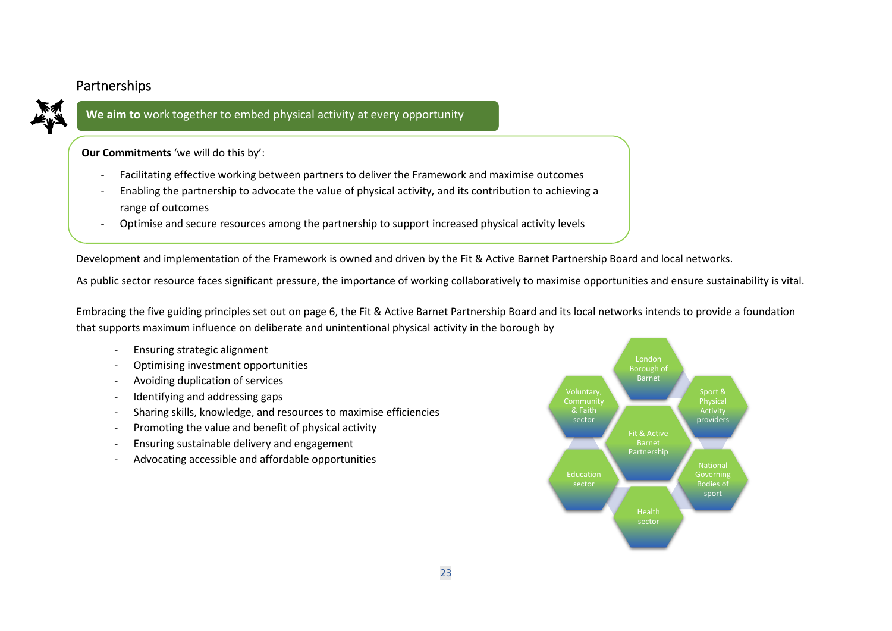## Partnerships

**We aim to** work together to embed physical activity at every opportunity

**Our Commitments** 'we will do this by':

- Facilitating effective working between partners to deliver the Framework and maximise outcomes
- Enabling the partnership to advocate the value of physical activity, and its contribution to achieving a range of outcomes
- Optimise and secure resources among the partnership to support increased physical activity levels

Development and implementation of the Framework is owned and driven by the Fit & Active Barnet Partnership Board and local networks.

As public sector resource faces significant pressure, the importance of working collaboratively to maximise opportunities and ensure sustainability is vital.

Embracing the five guiding principles set out on page 6, the Fit & Active Barnet Partnership Board and its local networks intends to provide a foundation that supports maximum influence on deliberate and unintentional physical activity in the borough by

- Ensuring strategic alignment
- Optimising investment opportunities
- Avoiding duplication of services
- Identifying and addressing gaps
- Sharing skills, knowledge, and resources to maximise efficiencies
- Promoting the value and benefit of physical activity
- Ensuring sustainable delivery and engagement
- Advocating accessible and affordable opportunities

London Borough of Barnet

Voluntary, Community & Faith sector

Sport & Physical Activity providers

Fit & Active Barnet Partnership

Education sector

National Governing Bodies of sport

Health sector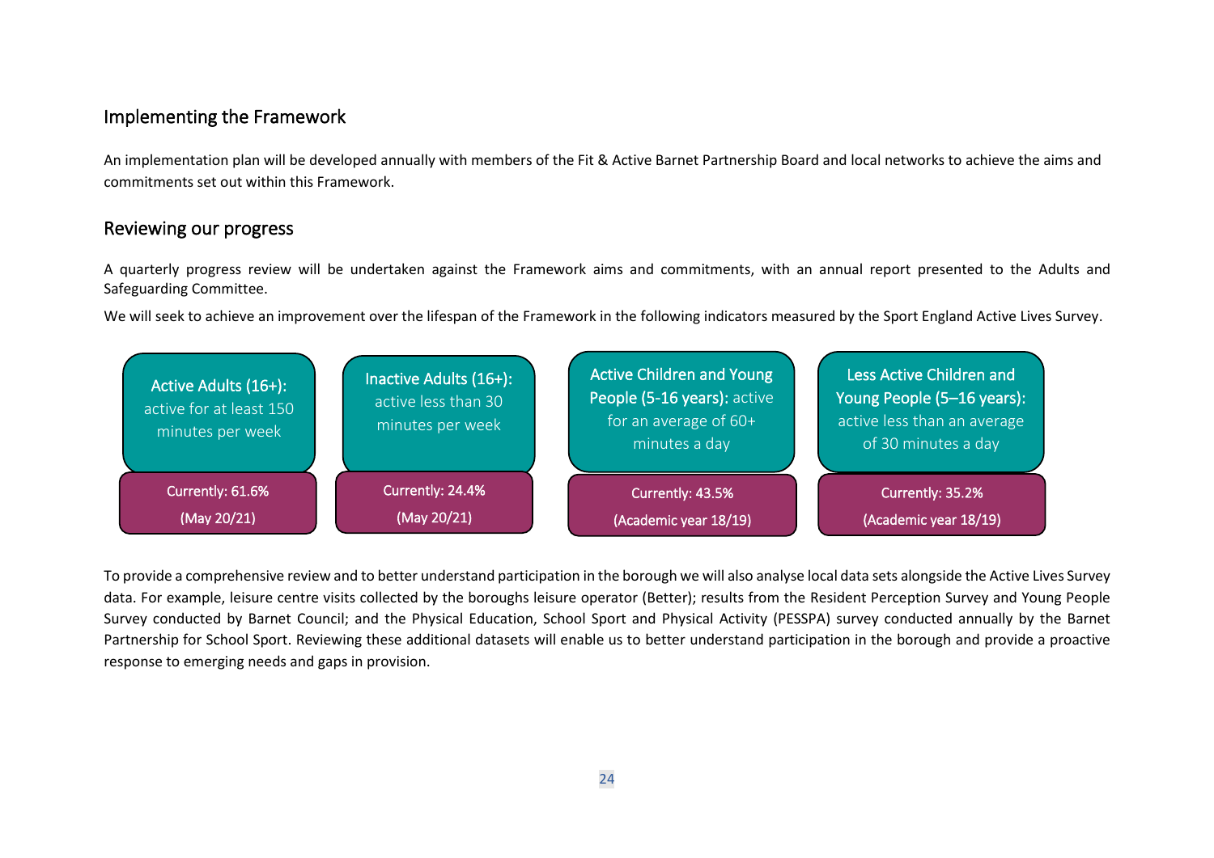## Implementing the Framework

An implementation plan will be developed annually with members of the Fit & Active Barnet Partnership Board and local networks to achieve the aims and commitments set out within this Framework.

## Reviewing our progress

A quarterly progress review will be undertaken against the Framework aims and commitments, with an annual report presented to the Adults and Safeguarding Committee.

We will seek to achieve an improvement over the lifespan of the Framework in the following indicators measured by the Sport England Active Lives Survey.

| **Active Adults (16+):** active for at least 150 minutes per week | **Inactive Adults (16+):** active less than 30 minutes per week | **Active Children and Young People (5-16 years):** active for an average of 60+ minutes a day | **Less Active Children and Young People (5–16 years):** active less than an average of 30 minutes a day |
| --- | --- | --- | --- |
| Currently: 61.6% (May 20/21) | Currently: 24.4% (May 20/21) | Currently: 43.5% (Academic year 18/19) | Currently: 35.2% (Academic year 18/19) |

To provide a comprehensive review and to better understand participation in the borough we will also analyse local data sets alongside the Active Lives Survey data. For example, leisure centre visits collected by the boroughs leisure operator (Better); results from the Resident Perception Survey and Young People Survey conducted by Barnet Council; and the Physical Education, School Sport and Physical Activity (PESSPA) survey conducted annually by the Barnet Partnership for School Sport. Reviewing these additional datasets will enable us to better understand participation in the borough and provide a proactive response to emerging needs and gaps in provision.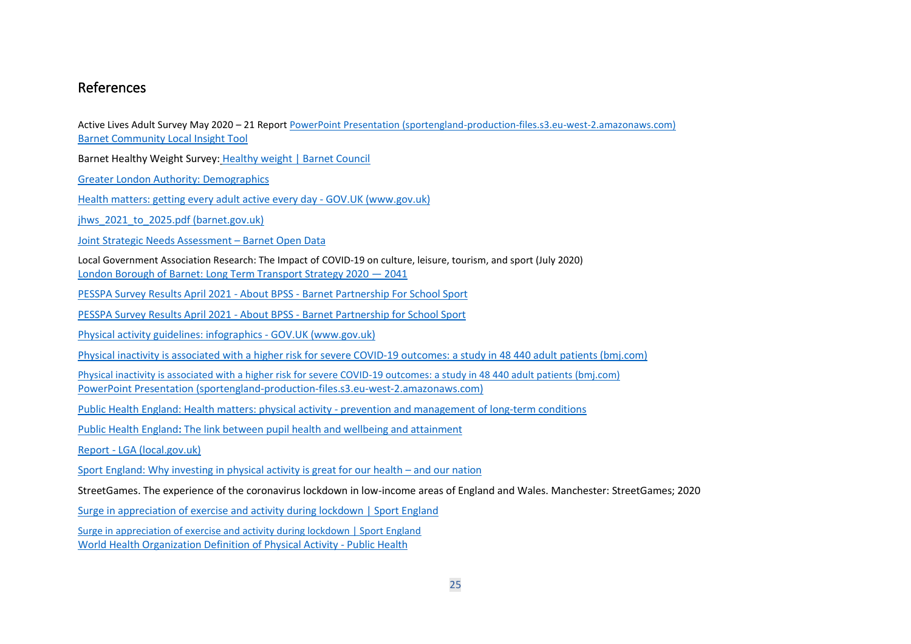## References

Active Lives Adult Survey May 2020 – 21 Report PowerPoint Presentation (sportengland-production-files.s3.eu-west-2.amazonaws.com)
Barnet Community Local Insight Tool

Barnet Healthy Weight Survey: Healthy weight | Barnet Council

Greater London Authority: Demographics

Health matters: getting every adult active every day - GOV.UK (www.gov.uk)

jhws_2021_to_2025.pdf (barnet.gov.uk)

Joint Strategic Needs Assessment – Barnet Open Data

Local Government Association Research: The Impact of COVID-19 on culture, leisure, tourism, and sport (July 2020)
London Borough of Barnet: Long Term Transport Strategy 2020 — 2041

PESSPA Survey Results April 2021 - About BPSS - Barnet Partnership For School Sport

PESSPA Survey Results April 2021 - About BPSS - Barnet Partnership for School Sport

Physical activity guidelines: infographics - GOV.UK (www.gov.uk)

Physical inactivity is associated with a higher risk for severe COVID-19 outcomes: a study in 48 440 adult patients (bmj.com)

Physical inactivity is associated with a higher risk for severe COVID-19 outcomes: a study in 48 440 adult patients (bmj.com)
PowerPoint Presentation (sportengland-production-files.s3.eu-west-2.amazonaws.com)

Public Health England: Health matters: physical activity - prevention and management of long-term conditions

Public Health England: The link between pupil health and wellbeing and attainment

Report - LGA (local.gov.uk)

Sport England: Why investing in physical activity is great for our health – and our nation

StreetGames. The experience of the coronavirus lockdown in low-income areas of England and Wales. Manchester: StreetGames; 2020

Surge in appreciation of exercise and activity during lockdown | Sport England

Surge in appreciation of exercise and activity during lockdown | Sport England
World Health Organization Definition of Physical Activity - Public Health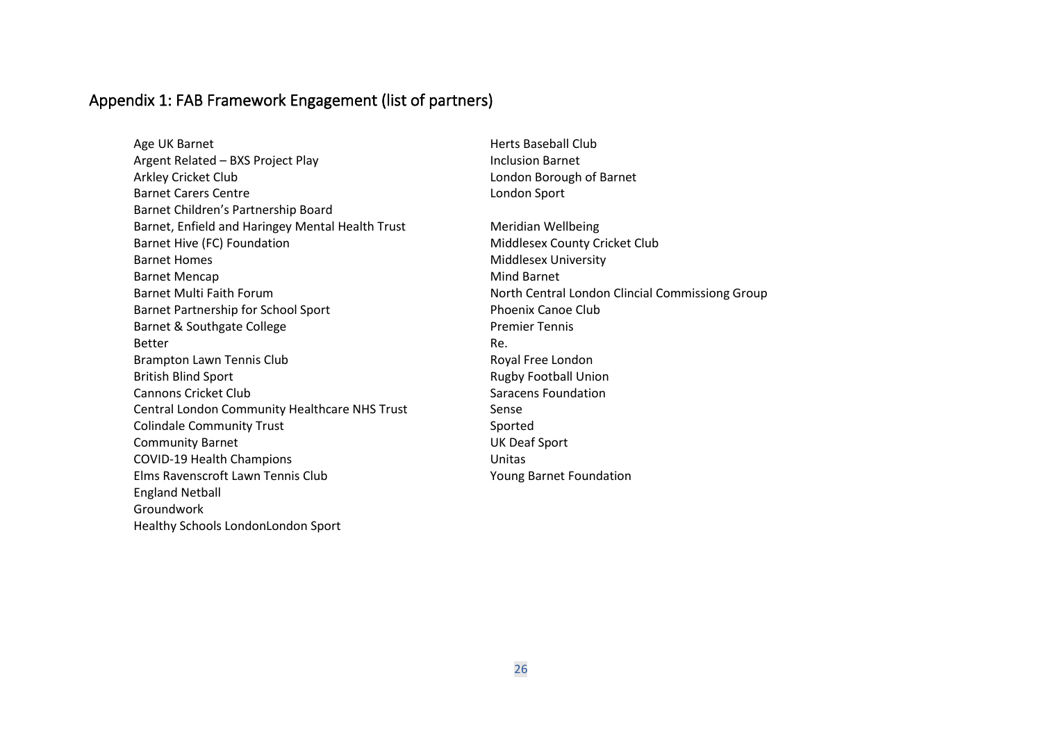## Appendix 1: FAB Framework Engagement (list of partners)

Age UK Barnet
Argent Related – BXS Project Play
Arkley Cricket Club
Barnet Carers Centre
Barnet Children's Partnership Board
Barnet, Enfield and Haringey Mental Health Trust
Barnet Hive (FC) Foundation
Barnet Homes
Barnet Mencap
Barnet Multi Faith Forum
Barnet Partnership for School Sport
Barnet & Southgate College
Better
Brampton Lawn Tennis Club
British Blind Sport
Cannons Cricket Club
Central London Community Healthcare NHS Trust
Colindale Community Trust
Community Barnet
COVID-19 Health Champions
Elms Ravenscroft Lawn Tennis Club
England Netball
Groundwork
Healthy Schools LondonLondon Sport

Herts Baseball Club
Inclusion Barnet
London Borough of Barnet
London Sport

Meridian Wellbeing
Middlesex County Cricket Club
Middlesex University
Mind Barnet
North Central London Clincial Commissiong Group
Phoenix Canoe Club
Premier Tennis
Re.
Royal Free London
Rugby Football Union
Saracens Foundation
Sense
Sported
UK Deaf Sport
Unitas
Young Barnet Foundation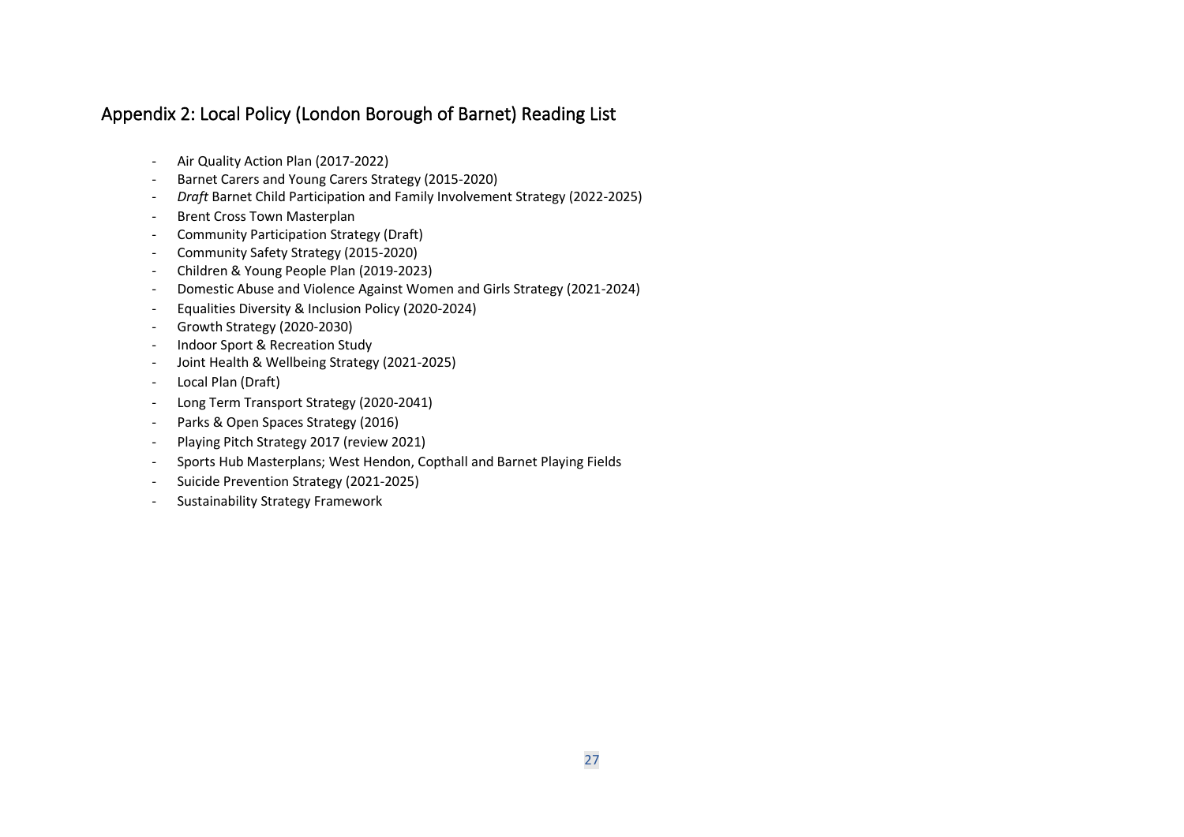## Appendix 2: Local Policy (London Borough of Barnet) Reading List

- Air Quality Action Plan (2017-2022)
- Barnet Carers and Young Carers Strategy (2015-2020)
- *Draft* Barnet Child Participation and Family Involvement Strategy (2022-2025)
- Brent Cross Town Masterplan
- Community Participation Strategy (Draft)
- Community Safety Strategy (2015-2020)
- Children & Young People Plan (2019-2023)
- Domestic Abuse and Violence Against Women and Girls Strategy (2021-2024)
- Equalities Diversity & Inclusion Policy (2020-2024)
- Growth Strategy (2020-2030)
- Indoor Sport & Recreation Study
- Joint Health & Wellbeing Strategy (2021-2025)
- Local Plan (Draft)
- Long Term Transport Strategy (2020-2041)
- Parks & Open Spaces Strategy (2016)
- Playing Pitch Strategy 2017 (review 2021)
- Sports Hub Masterplans; West Hendon, Copthall and Barnet Playing Fields
- Suicide Prevention Strategy (2021-2025)
- Sustainability Strategy Framework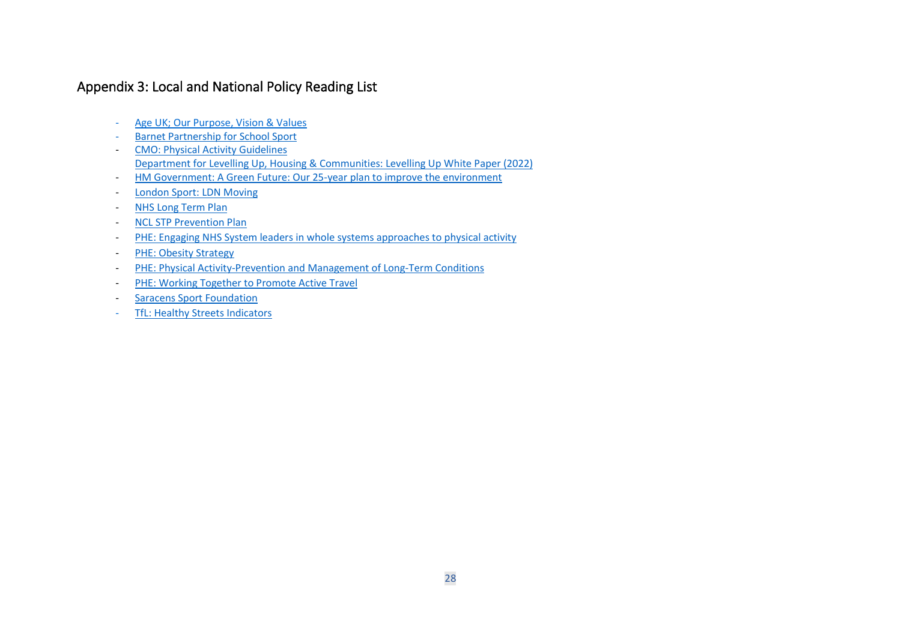## Appendix 3: Local and National Policy Reading List

- Age UK; Our Purpose, Vision & Values
- Barnet Partnership for School Sport
- CMO: Physical Activity Guidelines
  Department for Levelling Up, Housing & Communities: Levelling Up White Paper (2022)
- HM Government: A Green Future: Our 25-year plan to improve the environment
- London Sport: LDN Moving
- NHS Long Term Plan
- NCL STP Prevention Plan
- PHE: Engaging NHS System leaders in whole systems approaches to physical activity
- PHE: Obesity Strategy
- PHE: Physical Activity-Prevention and Management of Long-Term Conditions
- PHE: Working Together to Promote Active Travel
- Saracens Sport Foundation
- TfL: Healthy Streets Indicators